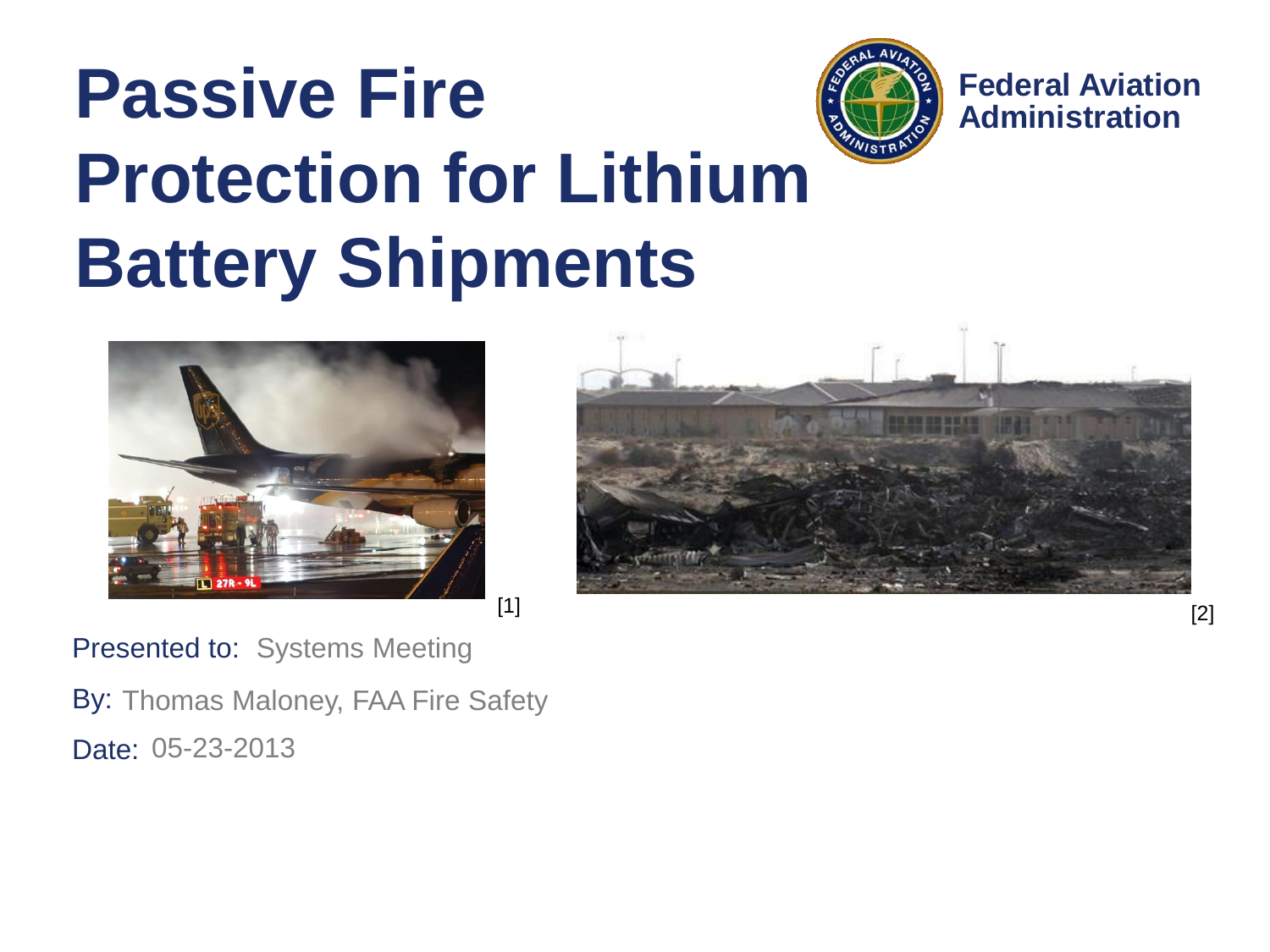# Passive Fire Protection for Lithium Battery Shipments

Federal Aviation Administration

[1]

[2]

Presented to: Systems Meeting

By: Thomas Maloney, FAA Fire Safety

Date: 05-23-2013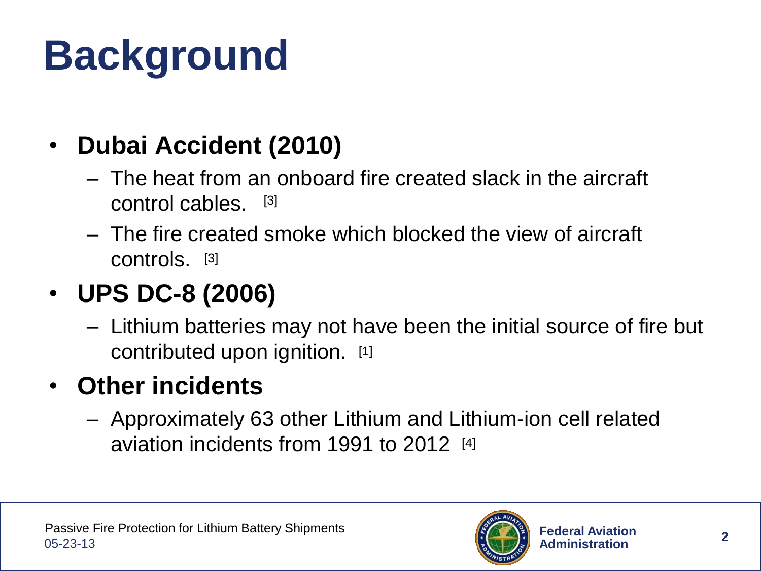# Background

- **Dubai Accident (2010)**
  - The heat from an onboard fire created slack in the aircraft control cables. [3]
  - The fire created smoke which blocked the view of aircraft controls. [3]
- **UPS DC-8 (2006)**
  - Lithium batteries may not have been the initial source of fire but contributed upon ignition. [1]
- **Other incidents**
  - Approximately 63 other Lithium and Lithium-ion cell related aviation incidents from 1991 to 2012 [4]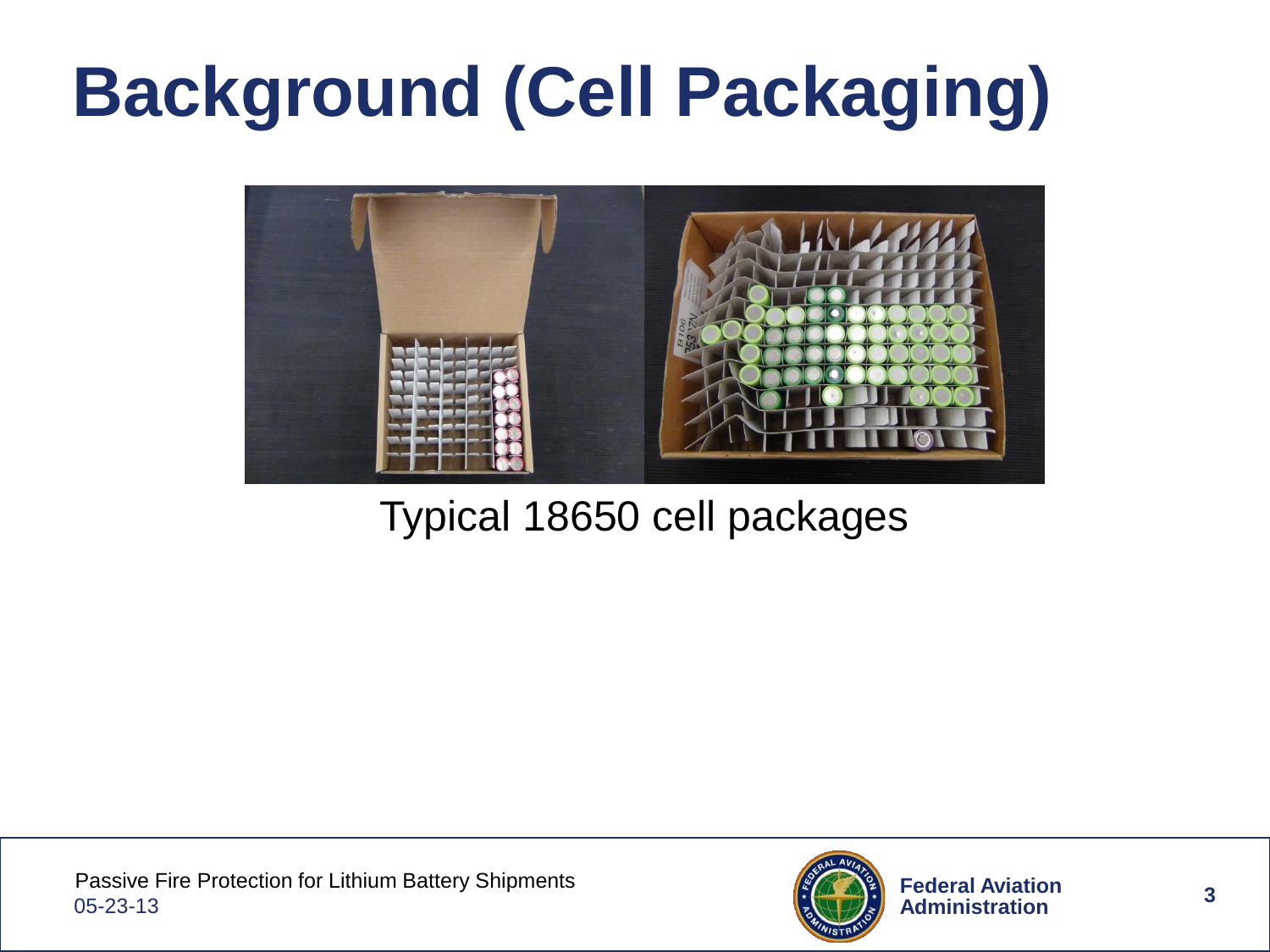# Background (Cell Packaging)

Typical 18650 cell packages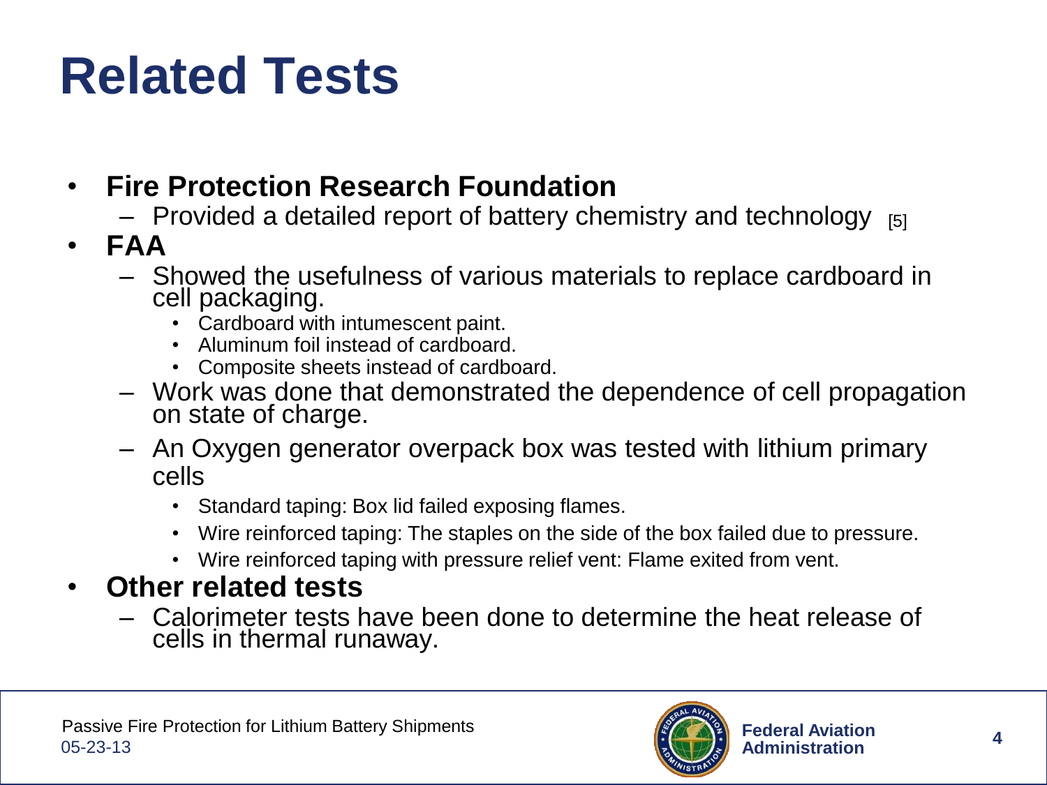# Related Tests

- **Fire Protection Research Foundation**
  - Provided a detailed report of battery chemistry and technology [5]
- **FAA**
  - Showed the usefulness of various materials to replace cardboard in cell packaging.
    - Cardboard with intumescent paint.
    - Aluminum foil instead of cardboard.
    - Composite sheets instead of cardboard.
  - Work was done that demonstrated the dependence of cell propagation on state of charge.
  - An Oxygen generator overpack box was tested with lithium primary cells
    - Standard taping: Box lid failed exposing flames.
    - Wire reinforced taping: The staples on the side of the box failed due to pressure.
    - Wire reinforced taping with pressure relief vent: Flame exited from vent.
- **Other related tests**
  - Calorimeter tests have been done to determine the heat release of cells in thermal runaway.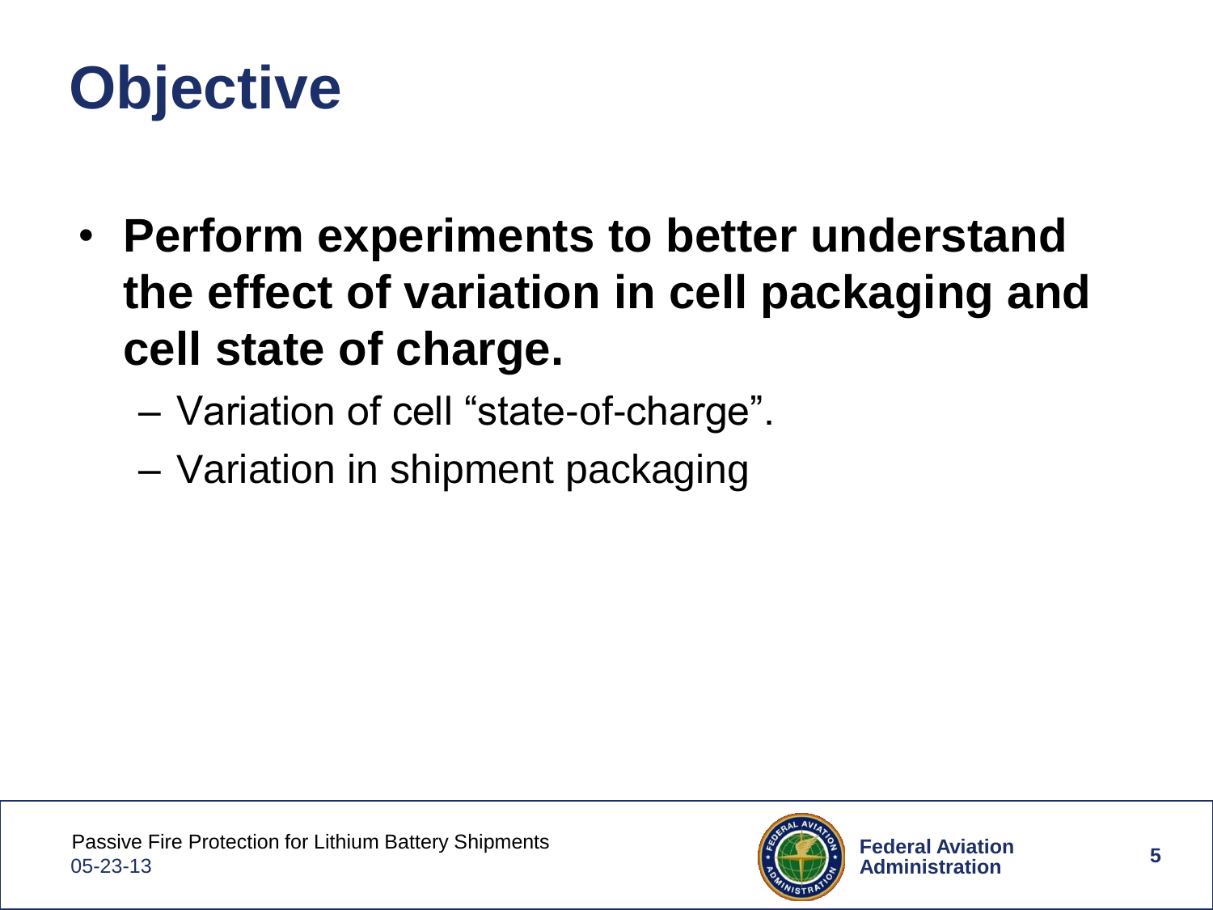# Objective

- **Perform experiments to better understand the effect of variation in cell packaging and cell state of charge.**
  - Variation of cell “state-of-charge”.
  - Variation in shipment packaging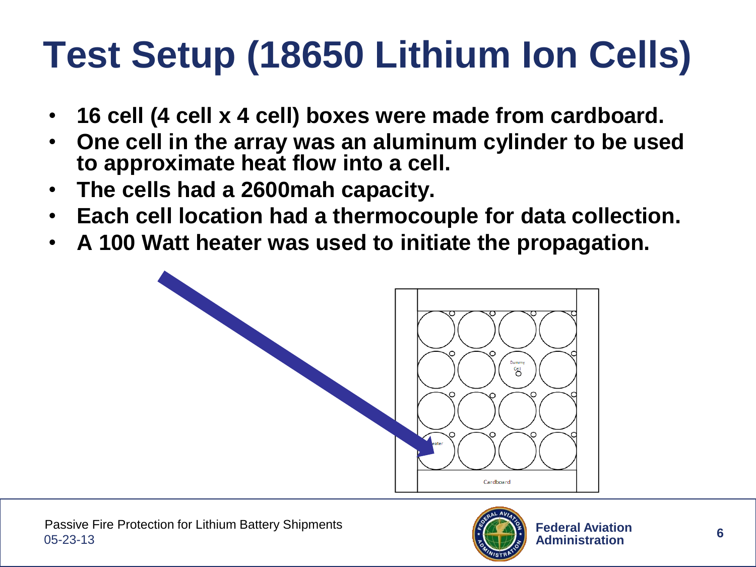# Test Setup (18650 Lithium Ion Cells)

- **16 cell (4 cell x 4 cell) boxes were made from cardboard.**
- **One cell in the array was an aluminum cylinder to be used to approximate heat flow into a cell.**
- **The cells had a 2600mah capacity.**
- **Each cell location had a thermocouple for data collection.**
- **A 100 Watt heater was used to initiate the propagation.**

Dummy Cell

Heater

Cardboard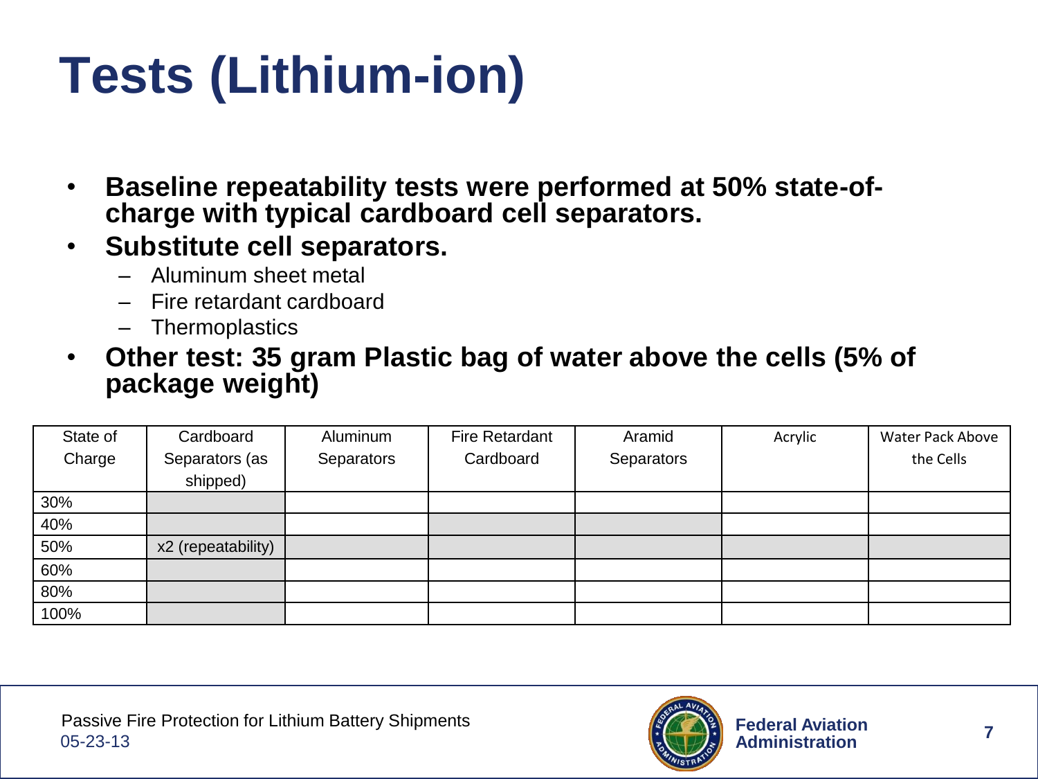# Tests (Lithium-ion)

- **Baseline repeatability tests were performed at 50% state-of-charge with typical cardboard cell separators.**
- **Substitute cell separators.**
  - Aluminum sheet metal
  - Fire retardant cardboard
  - Thermoplastics
- **Other test: 35 gram Plastic bag of water above the cells (5% of package weight)**

| State of Charge | Cardboard Separators (as shipped) | Aluminum Separators | Fire Retardant Cardboard | Aramid Separators | Acrylic | Water Pack Above the Cells |
|---|---|---|---|---|---|---|
| 30% | | | | | | |
| 40% | | | | | | |
| 50% | x2 (repeatability) | | | | | |
| 60% | | | | | | |
| 80% | | | | | | |
| 100% | | | | | | |

Passive Fire Protection for Lithium Battery Shipments
05-23-13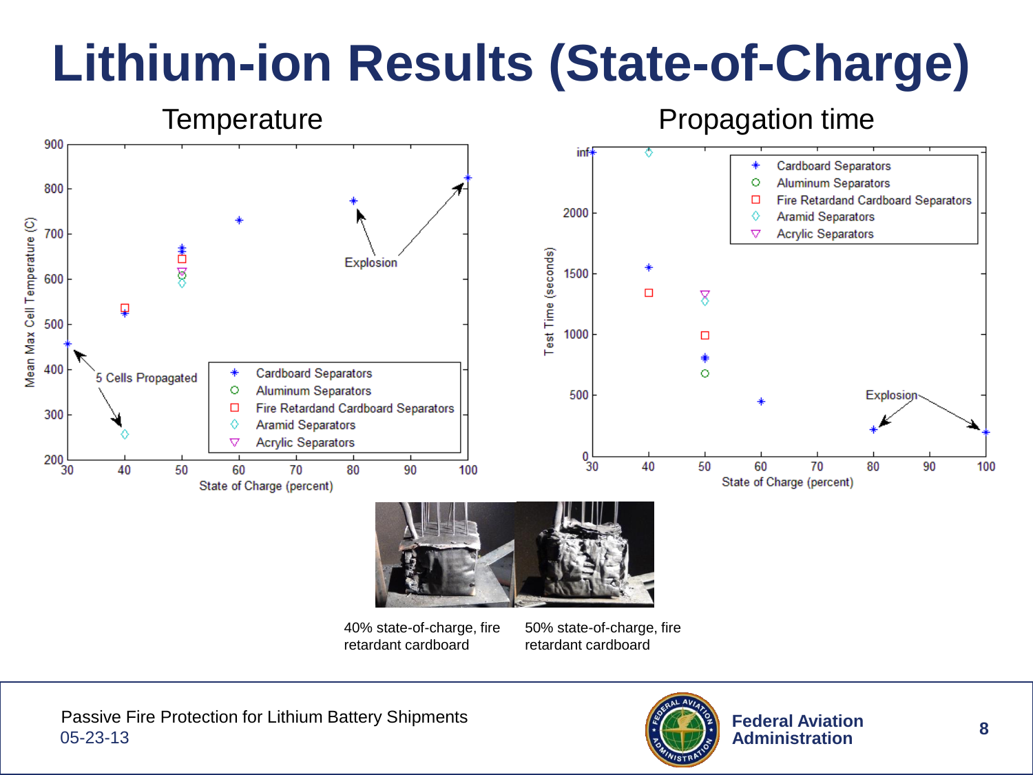# Lithium-ion Results (State-of-Charge)

## Temperature

Mean Max Cell Temperature (C) vs. State of Charge (percent)

Legend: Cardboard Separators, Aluminum Separators, Fire Retardant Cardboard Separators, Aramid Separators, Acrylic Separators

Annotations: Explosion; 5 Cells Propagated

## Propagation time

Test Time (seconds) vs. State of Charge (percent)

Legend: Cardboard Separators, Aluminum Separators, Fire Retardant Cardboard Separators, Aramid Separators, Acrylic Separators

Annotations: Explosion

40% state-of-charge, fire retardant cardboard

50% state-of-charge, fire retardant cardboard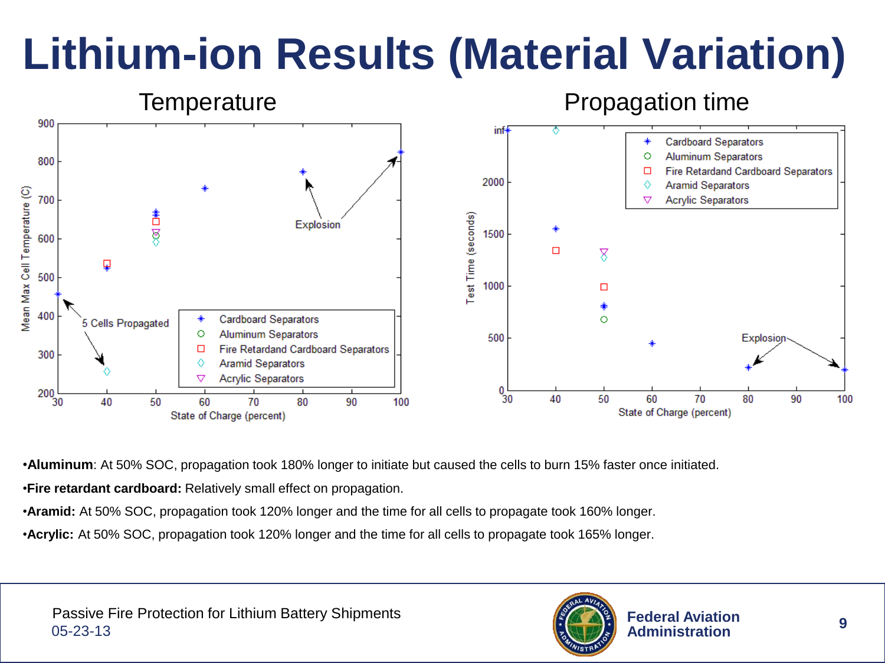# Lithium-ion Results (Material Variation)

Temperature

Propagation time

- **Aluminum**: At 50% SOC, propagation took 180% longer to initiate but caused the cells to burn 15% faster once initiated.
- **Fire retardant cardboard:** Relatively small effect on propagation.
- **Aramid:** At 50% SOC, propagation took 120% longer and the time for all cells to propagate took 160% longer.
- **Acrylic:** At 50% SOC, propagation took 120% longer and the time for all cells to propagate took 165% longer.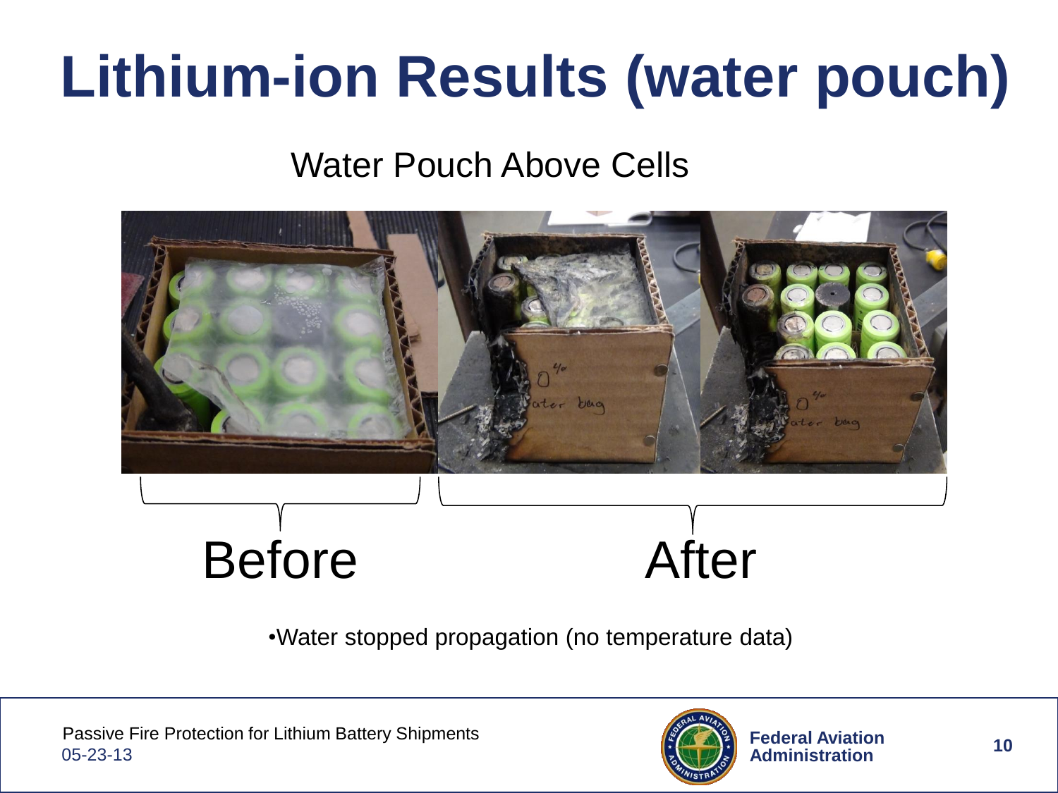# Lithium-ion Results (water pouch)

Water Pouch Above Cells

Before

After

- Water stopped propagation (no temperature data)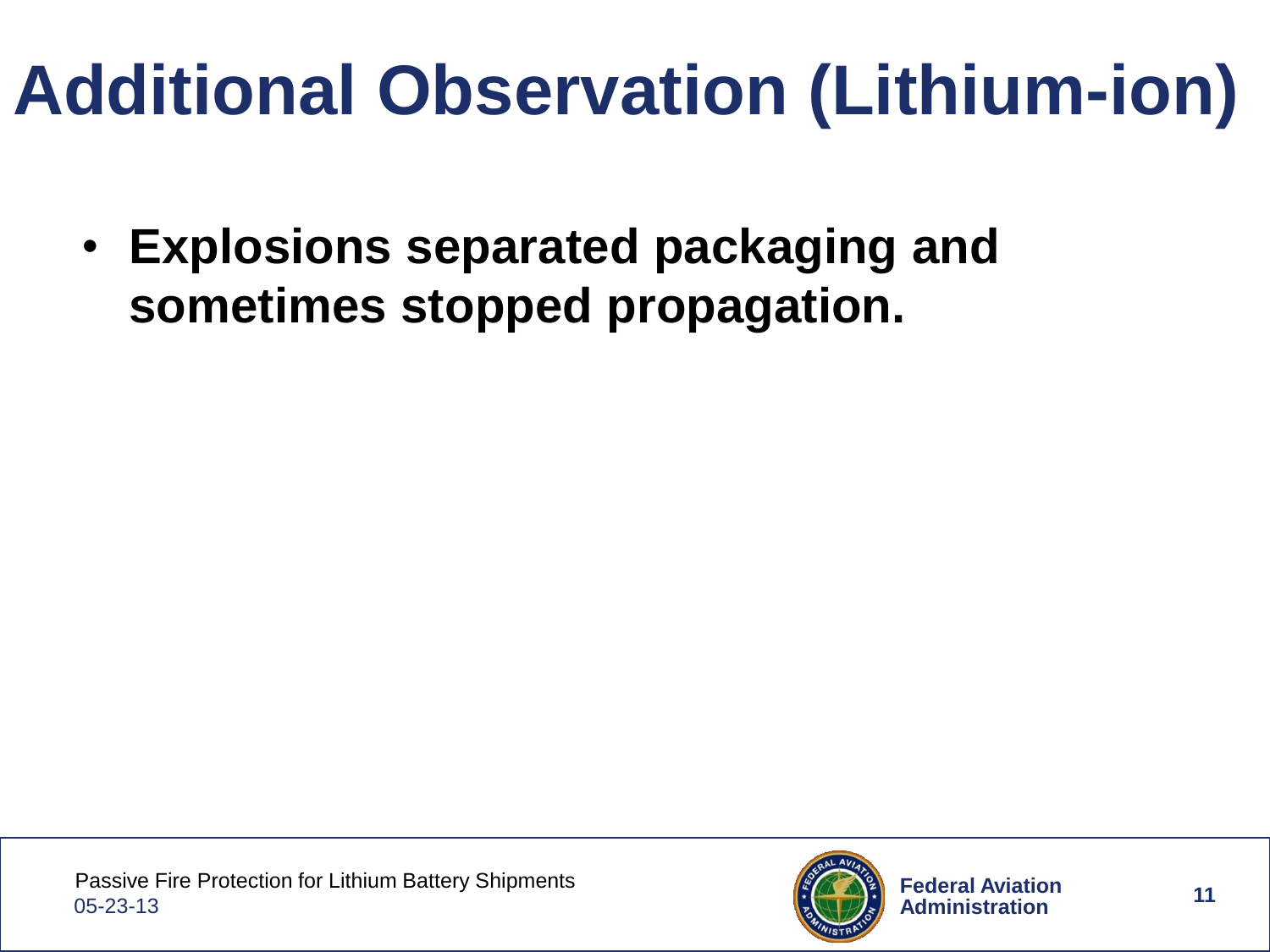# Additional Observation (Lithium-ion)

- **Explosions separated packaging and sometimes stopped propagation.**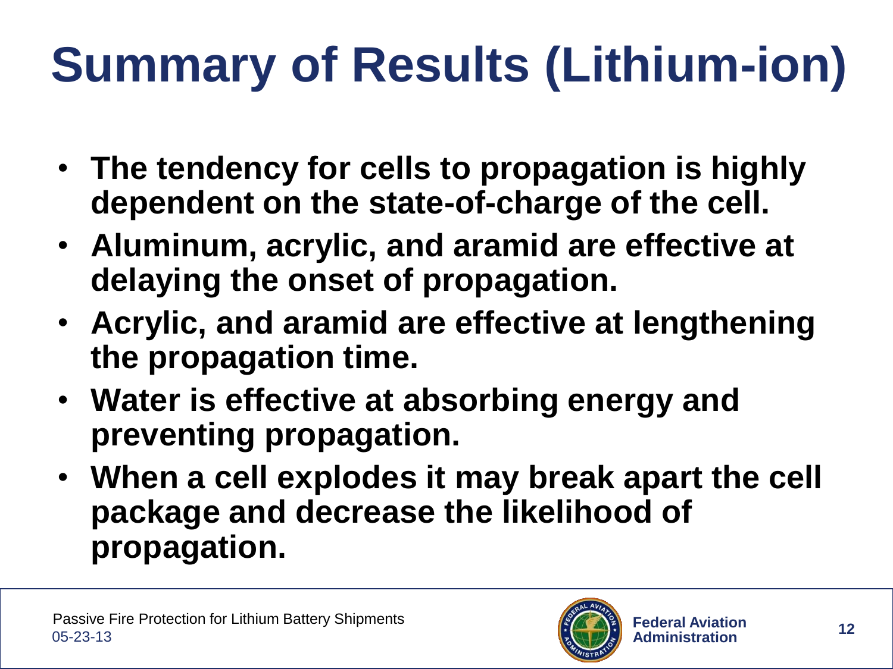# Summary of Results (Lithium-ion)

- **The tendency for cells to propagation is highly dependent on the state-of-charge of the cell.**
- **Aluminum, acrylic, and aramid are effective at delaying the onset of propagation.**
- **Acrylic, and aramid are effective at lengthening the propagation time.**
- **Water is effective at absorbing energy and preventing propagation.**
- **When a cell explodes it may break apart the cell package and decrease the likelihood of propagation.**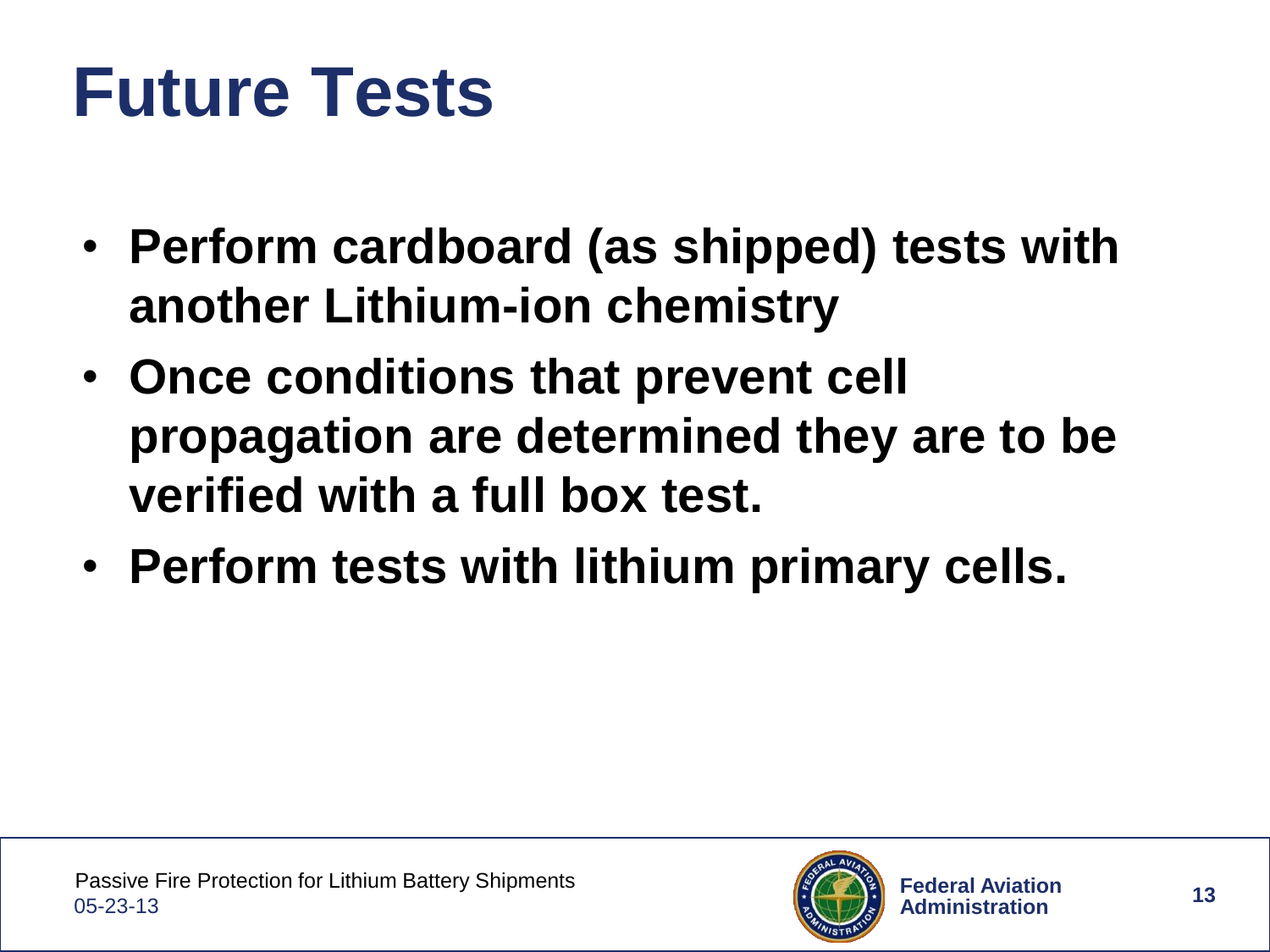# Future Tests

- **Perform cardboard (as shipped) tests with another Lithium-ion chemistry**
- **Once conditions that prevent cell propagation are determined they are to be verified with a full box test.**
- **Perform tests with lithium primary cells.**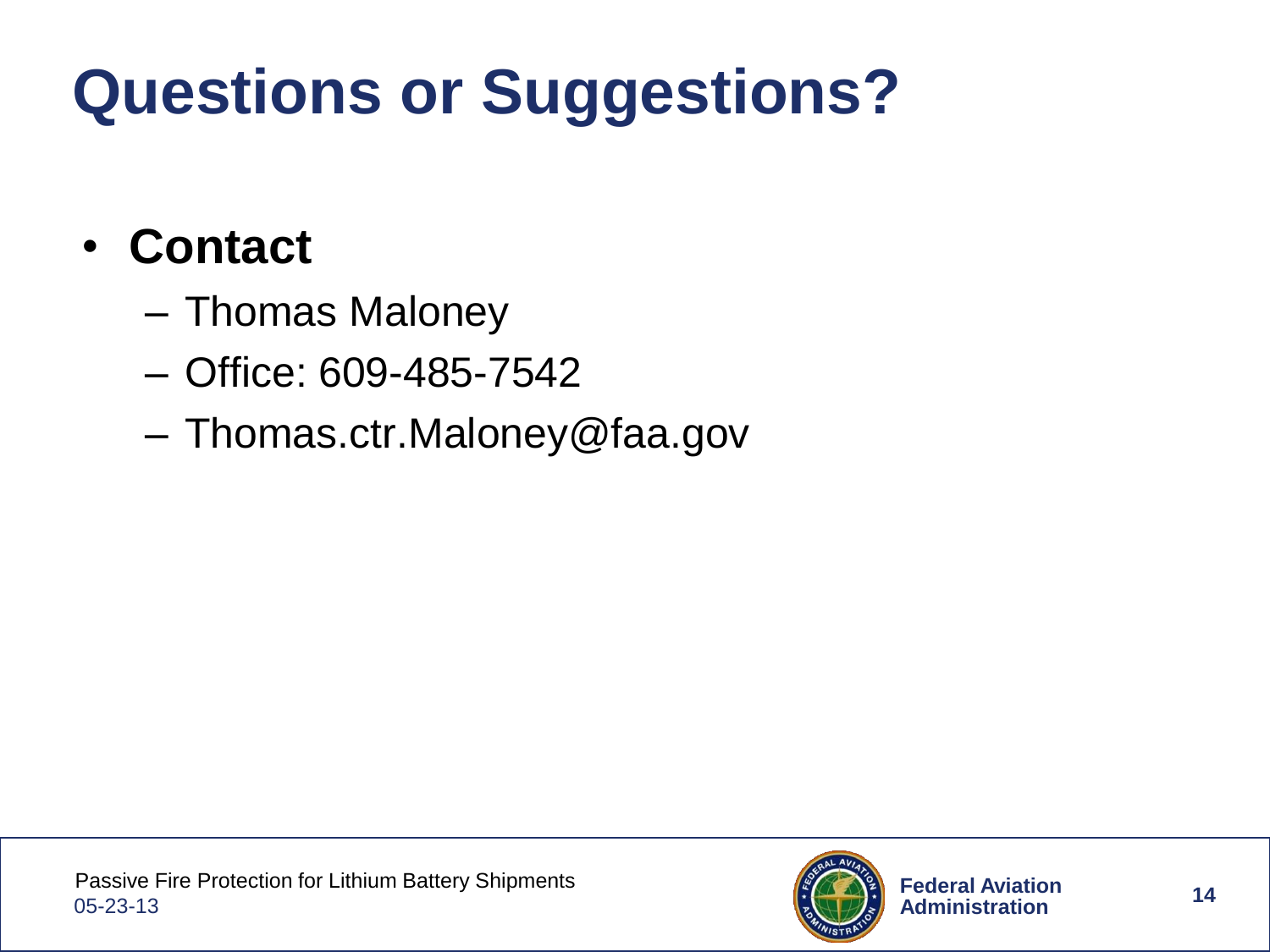# Questions or Suggestions?

- **Contact**
  - Thomas Maloney
  - Office: 609-485-7542
  - Thomas.ctr.Maloney@faa.gov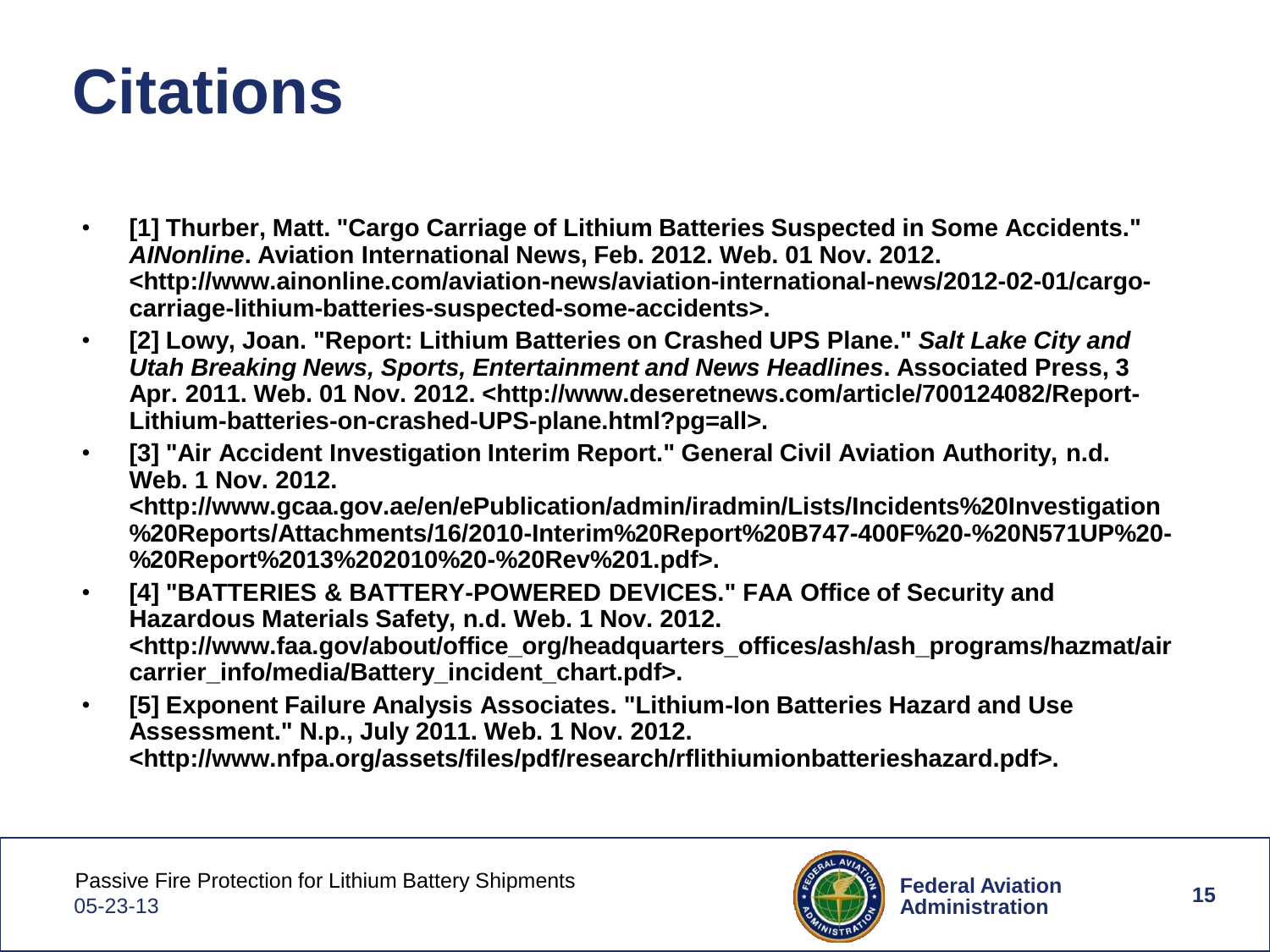# Citations

- **[1] Thurber, Matt. "Cargo Carriage of Lithium Batteries Suspected in Some Accidents." *AINonline*. Aviation International News, Feb. 2012. Web. 01 Nov. 2012. <http://www.ainonline.com/aviation-news/aviation-international-news/2012-02-01/cargo-carriage-lithium-batteries-suspected-some-accidents>.**
- **[2] Lowy, Joan. "Report: Lithium Batteries on Crashed UPS Plane." *Salt Lake City and Utah Breaking News, Sports, Entertainment and News Headlines*. Associated Press, 3 Apr. 2011. Web. 01 Nov. 2012. <http://www.deseretnews.com/article/700124082/Report-Lithium-batteries-on-crashed-UPS-plane.html?pg=all>.**
- **[3] "Air Accident Investigation Interim Report." General Civil Aviation Authority, n.d. Web. 1 Nov. 2012. <http://www.gcaa.gov.ae/en/ePublication/admin/iradmin/Lists/Incidents%20Investigation%20Reports/Attachments/16/2010-Interim%20Report%20B747-400F%20-%20N571UP%20-%20Report%2013%202010%20-%20Rev%201.pdf>.**
- **[4] "BATTERIES & BATTERY-POWERED DEVICES." FAA Office of Security and Hazardous Materials Safety, n.d. Web. 1 Nov. 2012. <http://www.faa.gov/about/office_org/headquarters_offices/ash/ash_programs/hazmat/aircarrier_info/media/Battery_incident_chart.pdf>.**
- **[5] Exponent Failure Analysis Associates. "Lithium-Ion Batteries Hazard and Use Assessment." N.p., July 2011. Web. 1 Nov. 2012. <http://www.nfpa.org/assets/files/pdf/research/rflithiumionbatterieshazard.pdf>.**